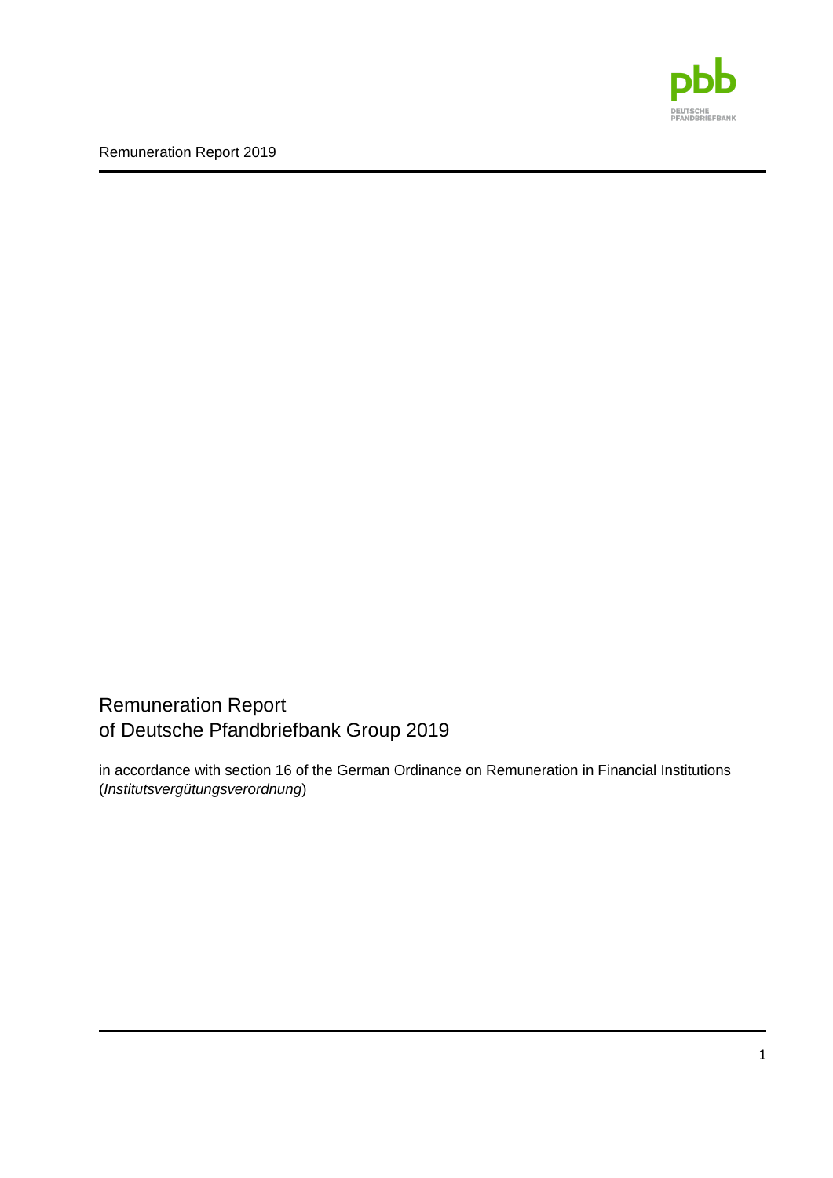# Remuneration Report of Deutsche Pfandbriefbank Group 2019

in accordance with section 16 of the German Ordinance on Remuneration in Financial Institutions (*Institutsvergütungsverordnung*)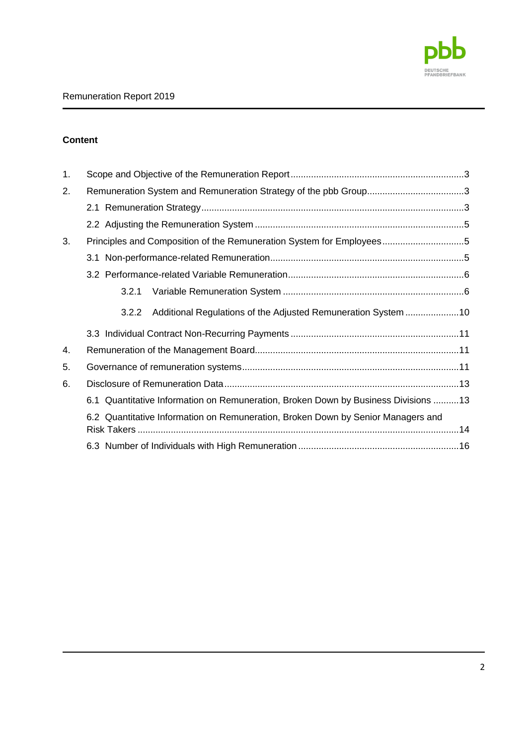## Content

1. Scope and Objective of the Remuneration Report ..... 3
2. Remuneration System and Remuneration Strategy of the pbb Group ..... 3
    - 2.1 Remuneration Strategy ..... 3
    - 2.2 Adjusting the Remuneration System ..... 5
3. Principles and Composition of the Remuneration System for Employees ..... 5
    - 3.1 Non-performance-related Remuneration ..... 5
    - 3.2 Performance-related Variable Remuneration ..... 6
        - 3.2.1 Variable Remuneration System ..... 6
        - 3.2.2 Additional Regulations of the Adjusted Remuneration System ..... 10
    - 3.3 Individual Contract Non-Recurring Payments ..... 11
4. Remuneration of the Management Board ..... 11
5. Governance of remuneration systems ..... 11
6. Disclosure of Remuneration Data ..... 13
    - 6.1 Quantitative Information on Remuneration, Broken Down by Business Divisions ..... 13
    - 6.2 Quantitative Information on Remuneration, Broken Down by Senior Managers and Risk Takers ..... 14
    - 6.3 Number of Individuals with High Remuneration ..... 16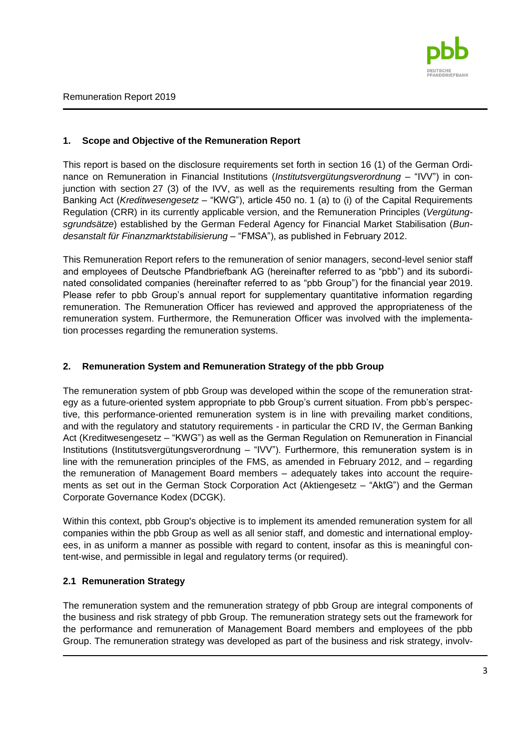## 1. Scope and Objective of the Remuneration Report

This report is based on the disclosure requirements set forth in section 16 (1) of the German Ordinance on Remuneration in Financial Institutions (*Institutsvergütungsverordnung* – "IVV") in conjunction with section 27 (3) of the IVV, as well as the requirements resulting from the German Banking Act (*Kreditwesengesetz* – "KWG"), article 450 no. 1 (a) to (i) of the Capital Requirements Regulation (CRR) in its currently applicable version, and the Remuneration Principles (*Vergütungsgrundsätze*) established by the German Federal Agency for Financial Market Stabilisation (*Bundesanstalt für Finanzmarktstabilisierung* – "FMSA"), as published in February 2012.

This Remuneration Report refers to the remuneration of senior managers, second-level senior staff and employees of Deutsche Pfandbriefbank AG (hereinafter referred to as "pbb") and its subordinated consolidated companies (hereinafter referred to as "pbb Group") for the financial year 2019. Please refer to pbb Group's annual report for supplementary quantitative information regarding remuneration. The Remuneration Officer has reviewed and approved the appropriateness of the remuneration system. Furthermore, the Remuneration Officer was involved with the implementation processes regarding the remuneration systems.

## 2. Remuneration System and Remuneration Strategy of the pbb Group

The remuneration system of pbb Group was developed within the scope of the remuneration strategy as a future-oriented system appropriate to pbb Group's current situation. From pbb's perspective, this performance-oriented remuneration system is in line with prevailing market conditions, and with the regulatory and statutory requirements - in particular the CRD IV, the German Banking Act (Kreditwesengesetz – "KWG") as well as the German Regulation on Remuneration in Financial Institutions (Institutsvergütungsverordnung – "IVV"). Furthermore, this remuneration system is in line with the remuneration principles of the FMS, as amended in February 2012, and – regarding the remuneration of Management Board members – adequately takes into account the requirements as set out in the German Stock Corporation Act (Aktiengesetz – "AktG") and the German Corporate Governance Kodex (DCGK).

Within this context, pbb Group's objective is to implement its amended remuneration system for all companies within the pbb Group as well as all senior staff, and domestic and international employees, in as uniform a manner as possible with regard to content, insofar as this is meaningful content-wise, and permissible in legal and regulatory terms (or required).

### 2.1 Remuneration Strategy

The remuneration system and the remuneration strategy of pbb Group are integral components of the business and risk strategy of pbb Group. The remuneration strategy sets out the framework for the performance and remuneration of Management Board members and employees of the pbb Group. The remuneration strategy was developed as part of the business and risk strategy, involv-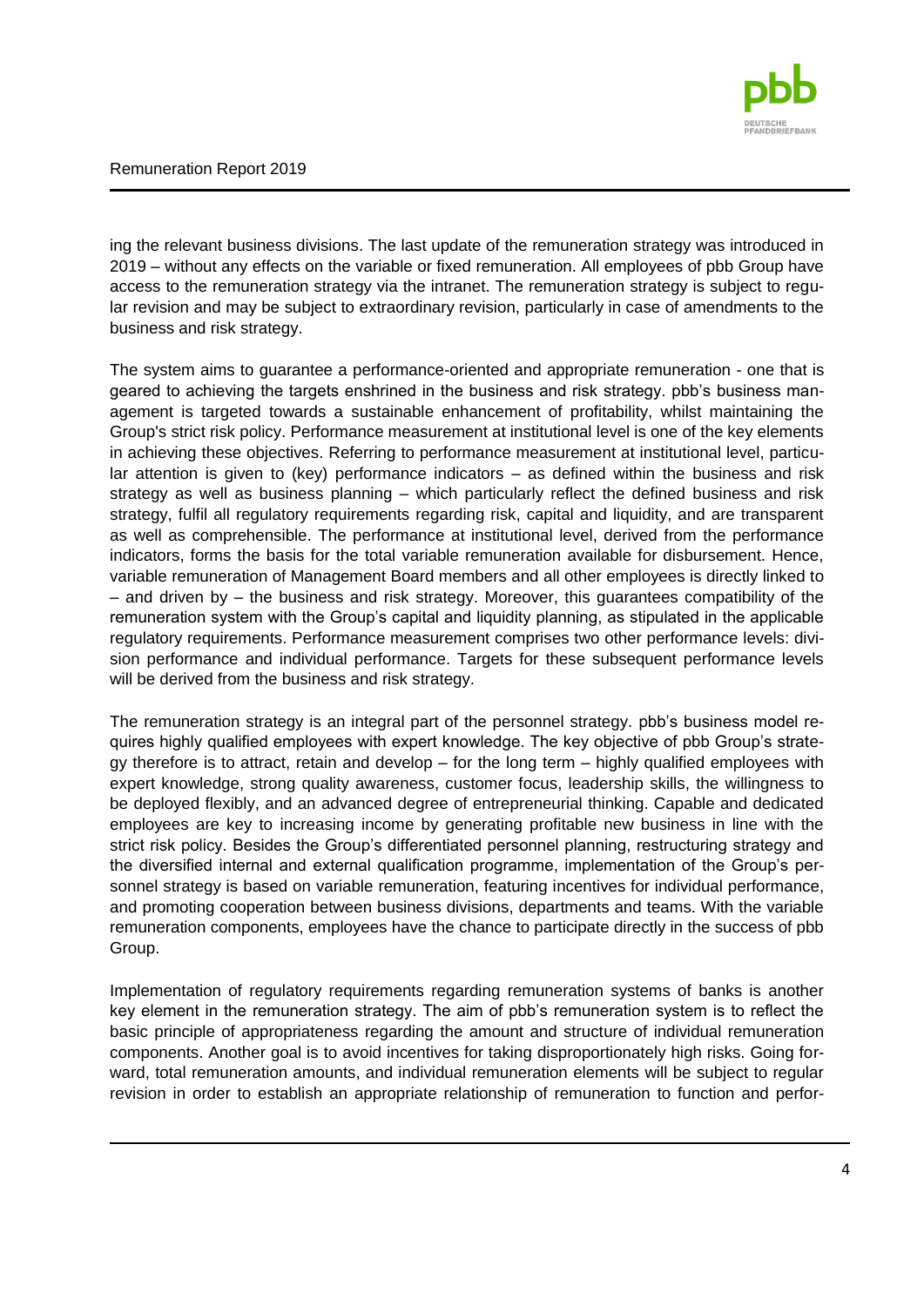ing the relevant business divisions. The last update of the remuneration strategy was introduced in 2019 – without any effects on the variable or fixed remuneration. All employees of pbb Group have access to the remuneration strategy via the intranet. The remuneration strategy is subject to regular revision and may be subject to extraordinary revision, particularly in case of amendments to the business and risk strategy.

The system aims to guarantee a performance-oriented and appropriate remuneration - one that is geared to achieving the targets enshrined in the business and risk strategy. pbb's business management is targeted towards a sustainable enhancement of profitability, whilst maintaining the Group's strict risk policy. Performance measurement at institutional level is one of the key elements in achieving these objectives. Referring to performance measurement at institutional level, particular attention is given to (key) performance indicators – as defined within the business and risk strategy as well as business planning – which particularly reflect the defined business and risk strategy, fulfil all regulatory requirements regarding risk, capital and liquidity, and are transparent as well as comprehensible. The performance at institutional level, derived from the performance indicators, forms the basis for the total variable remuneration available for disbursement. Hence, variable remuneration of Management Board members and all other employees is directly linked to – and driven by – the business and risk strategy. Moreover, this guarantees compatibility of the remuneration system with the Group's capital and liquidity planning, as stipulated in the applicable regulatory requirements. Performance measurement comprises two other performance levels: division performance and individual performance. Targets for these subsequent performance levels will be derived from the business and risk strategy.

The remuneration strategy is an integral part of the personnel strategy. pbb's business model requires highly qualified employees with expert knowledge. The key objective of pbb Group's strategy therefore is to attract, retain and develop – for the long term – highly qualified employees with expert knowledge, strong quality awareness, customer focus, leadership skills, the willingness to be deployed flexibly, and an advanced degree of entrepreneurial thinking. Capable and dedicated employees are key to increasing income by generating profitable new business in line with the strict risk policy. Besides the Group's differentiated personnel planning, restructuring strategy and the diversified internal and external qualification programme, implementation of the Group's personnel strategy is based on variable remuneration, featuring incentives for individual performance, and promoting cooperation between business divisions, departments and teams. With the variable remuneration components, employees have the chance to participate directly in the success of pbb Group.

Implementation of regulatory requirements regarding remuneration systems of banks is another key element in the remuneration strategy. The aim of pbb's remuneration system is to reflect the basic principle of appropriateness regarding the amount and structure of individual remuneration components. Another goal is to avoid incentives for taking disproportionately high risks. Going forward, total remuneration amounts, and individual remuneration elements will be subject to regular revision in order to establish an appropriate relationship of remuneration to function and perfor-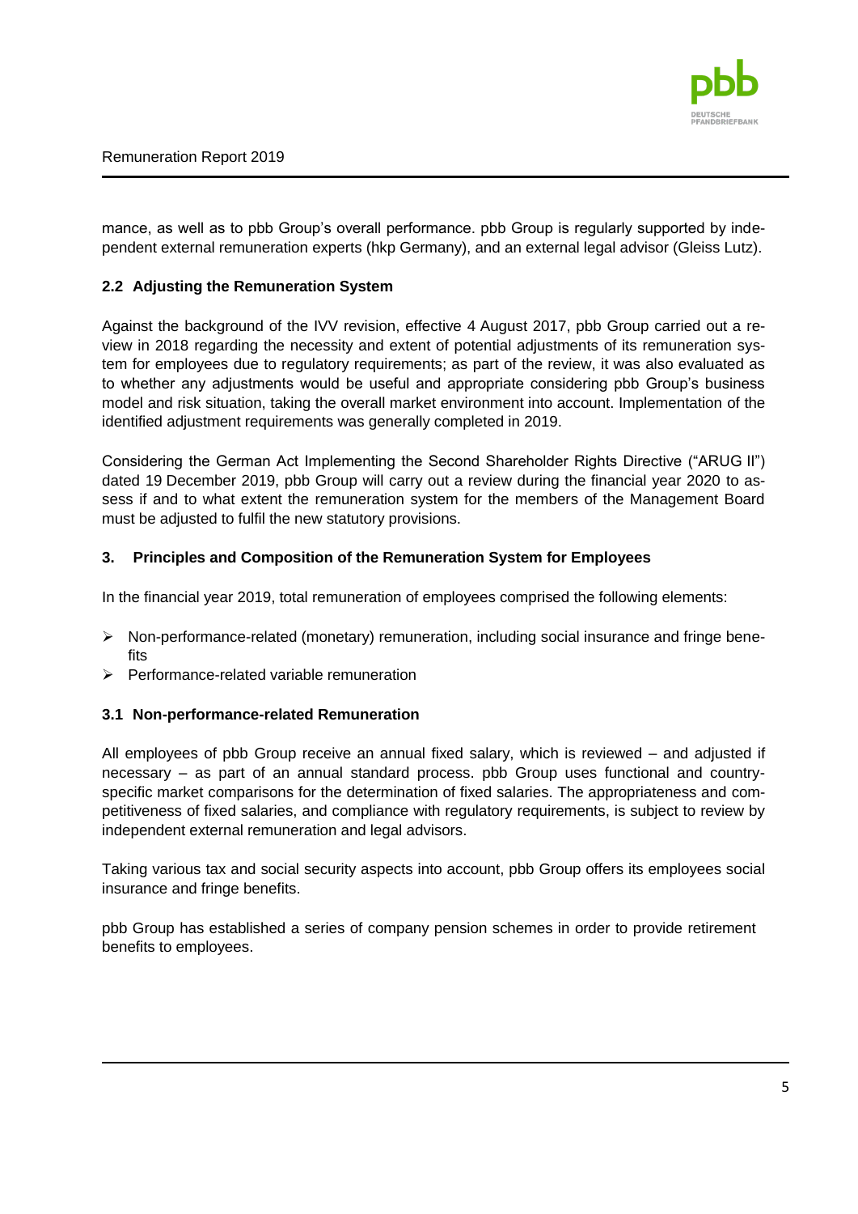mance, as well as to pbb Group's overall performance. pbb Group is regularly supported by independent external remuneration experts (hkp Germany), and an external legal advisor (Gleiss Lutz).

### 2.2 Adjusting the Remuneration System

Against the background of the IVV revision, effective 4 August 2017, pbb Group carried out a review in 2018 regarding the necessity and extent of potential adjustments of its remuneration system for employees due to regulatory requirements; as part of the review, it was also evaluated as to whether any adjustments would be useful and appropriate considering pbb Group's business model and risk situation, taking the overall market environment into account. Implementation of the identified adjustment requirements was generally completed in 2019.

Considering the German Act Implementing the Second Shareholder Rights Directive ("ARUG II") dated 19 December 2019, pbb Group will carry out a review during the financial year 2020 to assess if and to what extent the remuneration system for the members of the Management Board must be adjusted to fulfil the new statutory provisions.

## 3. Principles and Composition of the Remuneration System for Employees

In the financial year 2019, total remuneration of employees comprised the following elements:

- Non-performance-related (monetary) remuneration, including social insurance and fringe benefits
- Performance-related variable remuneration

### 3.1 Non-performance-related Remuneration

All employees of pbb Group receive an annual fixed salary, which is reviewed – and adjusted if necessary – as part of an annual standard process. pbb Group uses functional and country-specific market comparisons for the determination of fixed salaries. The appropriateness and competitiveness of fixed salaries, and compliance with regulatory requirements, is subject to review by independent external remuneration and legal advisors.

Taking various tax and social security aspects into account, pbb Group offers its employees social insurance and fringe benefits.

pbb Group has established a series of company pension schemes in order to provide retirement benefits to employees.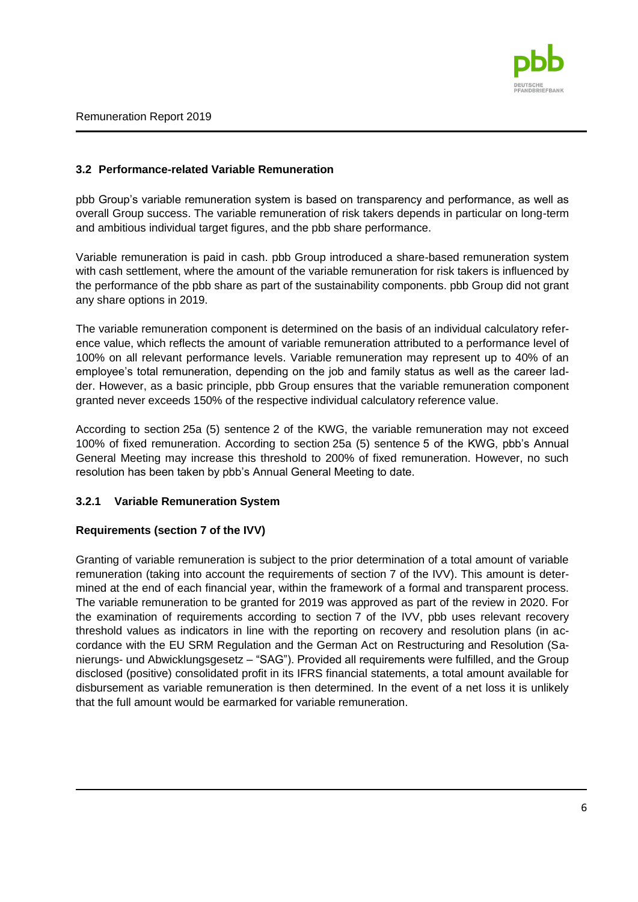### 3.2 Performance-related Variable Remuneration

pbb Group's variable remuneration system is based on transparency and performance, as well as overall Group success. The variable remuneration of risk takers depends in particular on long-term and ambitious individual target figures, and the pbb share performance.

Variable remuneration is paid in cash. pbb Group introduced a share-based remuneration system with cash settlement, where the amount of the variable remuneration for risk takers is influenced by the performance of the pbb share as part of the sustainability components. pbb Group did not grant any share options in 2019.

The variable remuneration component is determined on the basis of an individual calculatory reference value, which reflects the amount of variable remuneration attributed to a performance level of 100% on all relevant performance levels. Variable remuneration may represent up to 40% of an employee's total remuneration, depending on the job and family status as well as the career ladder. However, as a basic principle, pbb Group ensures that the variable remuneration component granted never exceeds 150% of the respective individual calculatory reference value.

According to section 25a (5) sentence 2 of the KWG, the variable remuneration may not exceed 100% of fixed remuneration. According to section 25a (5) sentence 5 of the KWG, pbb's Annual General Meeting may increase this threshold to 200% of fixed remuneration. However, no such resolution has been taken by pbb's Annual General Meeting to date.

#### 3.2.1 Variable Remuneration System

**Requirements (section 7 of the IVV)**

Granting of variable remuneration is subject to the prior determination of a total amount of variable remuneration (taking into account the requirements of section 7 of the IVV). This amount is determined at the end of each financial year, within the framework of a formal and transparent process. The variable remuneration to be granted for 2019 was approved as part of the review in 2020. For the examination of requirements according to section 7 of the IVV, pbb uses relevant recovery threshold values as indicators in line with the reporting on recovery and resolution plans (in accordance with the EU SRM Regulation and the German Act on Restructuring and Resolution (Sanierungs- und Abwicklungsgesetz – "SAG"). Provided all requirements were fulfilled, and the Group disclosed (positive) consolidated profit in its IFRS financial statements, a total amount available for disbursement as variable remuneration is then determined. In the event of a net loss it is unlikely that the full amount would be earmarked for variable remuneration.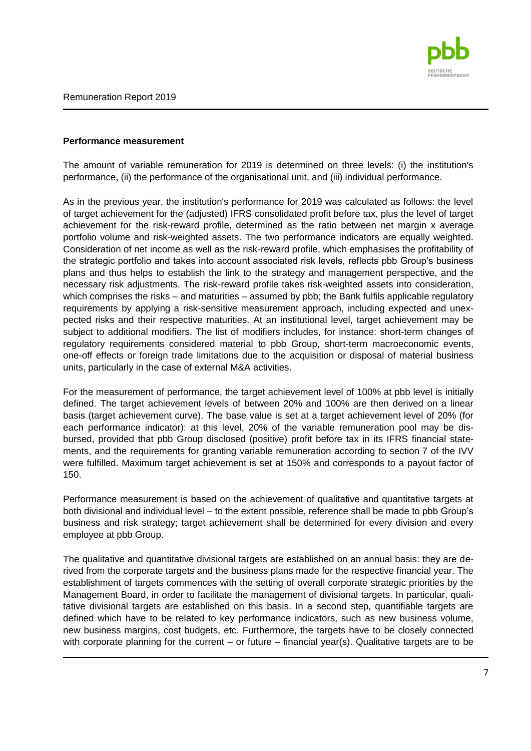**Performance measurement**

The amount of variable remuneration for 2019 is determined on three levels: (i) the institution's performance, (ii) the performance of the organisational unit, and (iii) individual performance.

As in the previous year, the institution's performance for 2019 was calculated as follows: the level of target achievement for the (adjusted) IFRS consolidated profit before tax, plus the level of target achievement for the risk-reward profile, determined as the ratio between net margin x average portfolio volume and risk-weighted assets. The two performance indicators are equally weighted. Consideration of net income as well as the risk-reward profile, which emphasises the profitability of the strategic portfolio and takes into account associated risk levels, reflects pbb Group's business plans and thus helps to establish the link to the strategy and management perspective, and the necessary risk adjustments. The risk-reward profile takes risk-weighted assets into consideration, which comprises the risks – and maturities – assumed by pbb; the Bank fulfils applicable regulatory requirements by applying a risk-sensitive measurement approach, including expected and unexpected risks and their respective maturities. At an institutional level, target achievement may be subject to additional modifiers. The list of modifiers includes, for instance: short-term changes of regulatory requirements considered material to pbb Group, short-term macroeconomic events, one-off effects or foreign trade limitations due to the acquisition or disposal of material business units, particularly in the case of external M&A activities.

For the measurement of performance, the target achievement level of 100% at pbb level is initially defined. The target achievement levels of between 20% and 100% are then derived on a linear basis (target achievement curve). The base value is set at a target achievement level of 20% (for each performance indicator): at this level, 20% of the variable remuneration pool may be disbursed, provided that pbb Group disclosed (positive) profit before tax in its IFRS financial statements, and the requirements for granting variable remuneration according to section 7 of the IVV were fulfilled. Maximum target achievement is set at 150% and corresponds to a payout factor of 150.

Performance measurement is based on the achievement of qualitative and quantitative targets at both divisional and individual level – to the extent possible, reference shall be made to pbb Group's business and risk strategy; target achievement shall be determined for every division and every employee at pbb Group.

The qualitative and quantitative divisional targets are established on an annual basis: they are derived from the corporate targets and the business plans made for the respective financial year. The establishment of targets commences with the setting of overall corporate strategic priorities by the Management Board, in order to facilitate the management of divisional targets. In particular, qualitative divisional targets are established on this basis. In a second step, quantifiable targets are defined which have to be related to key performance indicators, such as new business volume, new business margins, cost budgets, etc. Furthermore, the targets have to be closely connected with corporate planning for the current – or future – financial year(s). Qualitative targets are to be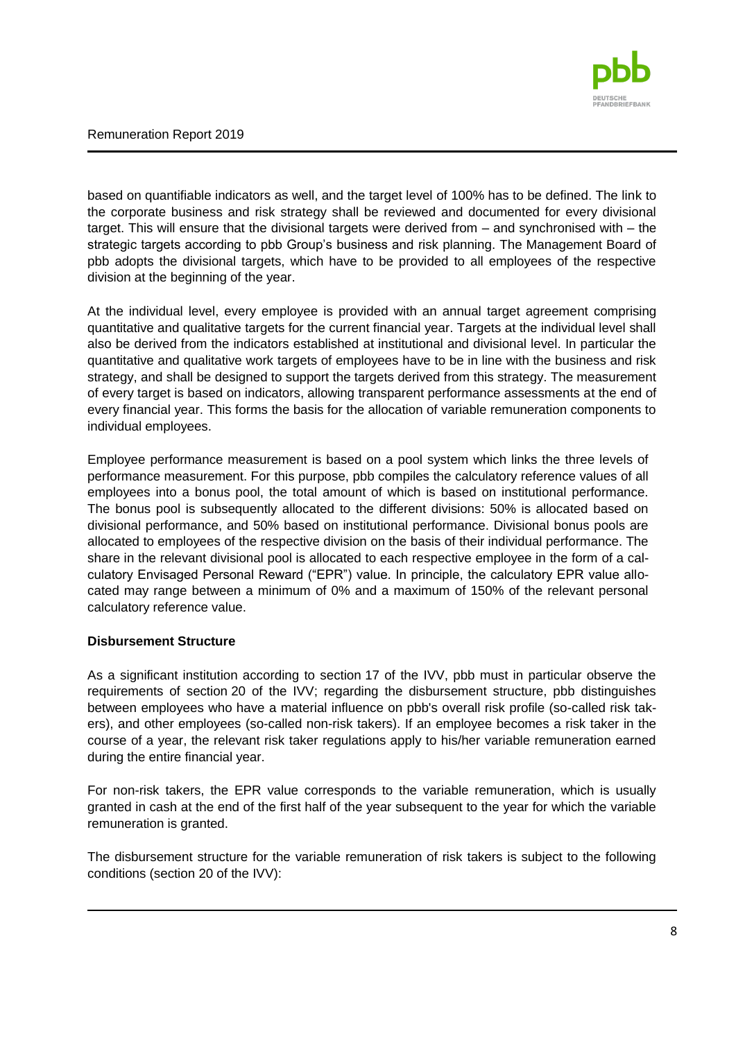based on quantifiable indicators as well, and the target level of 100% has to be defined. The link to the corporate business and risk strategy shall be reviewed and documented for every divisional target. This will ensure that the divisional targets were derived from – and synchronised with – the strategic targets according to pbb Group's business and risk planning. The Management Board of pbb adopts the divisional targets, which have to be provided to all employees of the respective division at the beginning of the year.

At the individual level, every employee is provided with an annual target agreement comprising quantitative and qualitative targets for the current financial year. Targets at the individual level shall also be derived from the indicators established at institutional and divisional level. In particular the quantitative and qualitative work targets of employees have to be in line with the business and risk strategy, and shall be designed to support the targets derived from this strategy. The measurement of every target is based on indicators, allowing transparent performance assessments at the end of every financial year. This forms the basis for the allocation of variable remuneration components to individual employees.

Employee performance measurement is based on a pool system which links the three levels of performance measurement. For this purpose, pbb compiles the calculatory reference values of all employees into a bonus pool, the total amount of which is based on institutional performance. The bonus pool is subsequently allocated to the different divisions: 50% is allocated based on divisional performance, and 50% based on institutional performance. Divisional bonus pools are allocated to employees of the respective division on the basis of their individual performance. The share in the relevant divisional pool is allocated to each respective employee in the form of a calculatory Envisaged Personal Reward ("EPR") value. In principle, the calculatory EPR value allocated may range between a minimum of 0% and a maximum of 150% of the relevant personal calculatory reference value.

**Disbursement Structure**

As a significant institution according to section 17 of the IVV, pbb must in particular observe the requirements of section 20 of the IVV; regarding the disbursement structure, pbb distinguishes between employees who have a material influence on pbb's overall risk profile (so-called risk takers), and other employees (so-called non-risk takers). If an employee becomes a risk taker in the course of a year, the relevant risk taker regulations apply to his/her variable remuneration earned during the entire financial year.

For non-risk takers, the EPR value corresponds to the variable remuneration, which is usually granted in cash at the end of the first half of the year subsequent to the year for which the variable remuneration is granted.

The disbursement structure for the variable remuneration of risk takers is subject to the following conditions (section 20 of the IVV):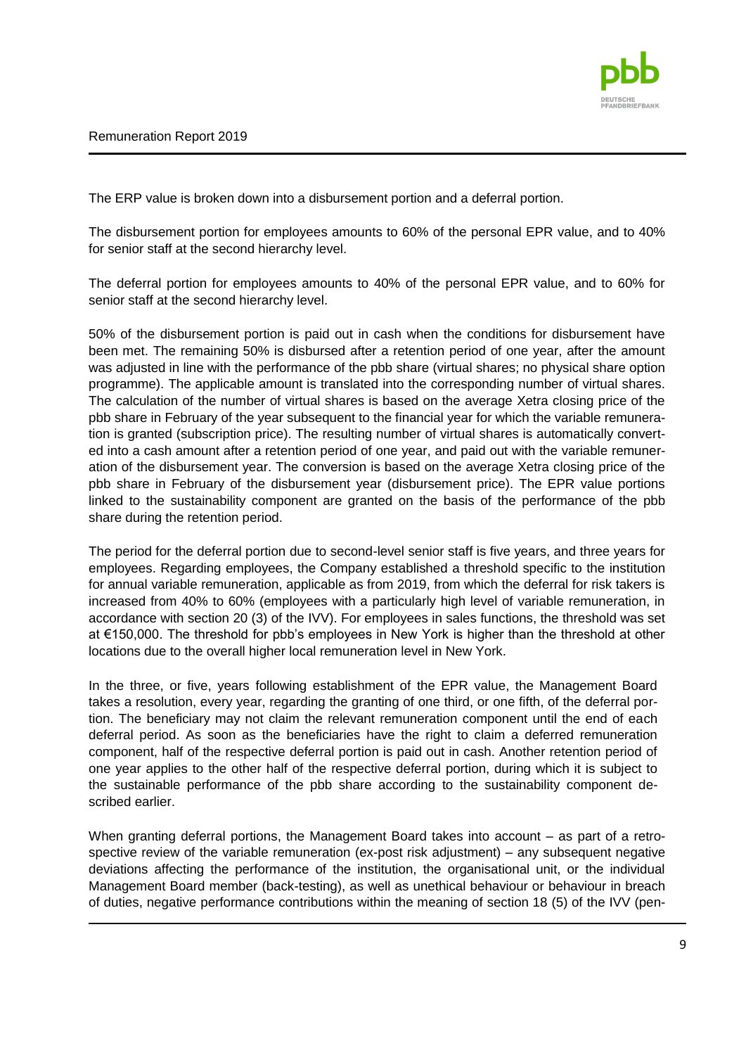The ERP value is broken down into a disbursement portion and a deferral portion.

The disbursement portion for employees amounts to 60% of the personal EPR value, and to 40% for senior staff at the second hierarchy level.

The deferral portion for employees amounts to 40% of the personal EPR value, and to 60% for senior staff at the second hierarchy level.

50% of the disbursement portion is paid out in cash when the conditions for disbursement have been met. The remaining 50% is disbursed after a retention period of one year, after the amount was adjusted in line with the performance of the pbb share (virtual shares; no physical share option programme). The applicable amount is translated into the corresponding number of virtual shares. The calculation of the number of virtual shares is based on the average Xetra closing price of the pbb share in February of the year subsequent to the financial year for which the variable remuneration is granted (subscription price). The resulting number of virtual shares is automatically converted into a cash amount after a retention period of one year, and paid out with the variable remuneration of the disbursement year. The conversion is based on the average Xetra closing price of the pbb share in February of the disbursement year (disbursement price). The EPR value portions linked to the sustainability component are granted on the basis of the performance of the pbb share during the retention period.

The period for the deferral portion due to second-level senior staff is five years, and three years for employees. Regarding employees, the Company established a threshold specific to the institution for annual variable remuneration, applicable as from 2019, from which the deferral for risk takers is increased from 40% to 60% (employees with a particularly high level of variable remuneration, in accordance with section 20 (3) of the IVV). For employees in sales functions, the threshold was set at €150,000. The threshold for pbb's employees in New York is higher than the threshold at other locations due to the overall higher local remuneration level in New York.

In the three, or five, years following establishment of the EPR value, the Management Board takes a resolution, every year, regarding the granting of one third, or one fifth, of the deferral portion. The beneficiary may not claim the relevant remuneration component until the end of each deferral period. As soon as the beneficiaries have the right to claim a deferred remuneration component, half of the respective deferral portion is paid out in cash. Another retention period of one year applies to the other half of the respective deferral portion, during which it is subject to the sustainable performance of the pbb share according to the sustainability component described earlier.

When granting deferral portions, the Management Board takes into account – as part of a retrospective review of the variable remuneration (ex-post risk adjustment) – any subsequent negative deviations affecting the performance of the institution, the organisational unit, or the individual Management Board member (back-testing), as well as unethical behaviour or behaviour in breach of duties, negative performance contributions within the meaning of section 18 (5) of the IVV (pen-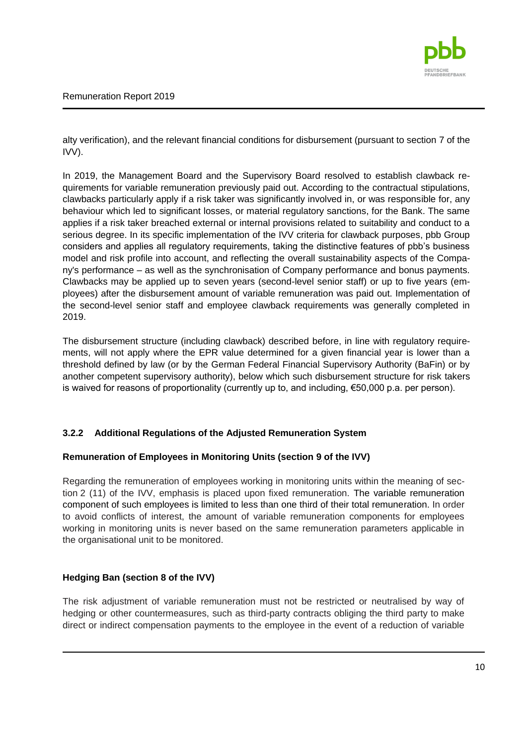alty verification), and the relevant financial conditions for disbursement (pursuant to section 7 of the IVV).

In 2019, the Management Board and the Supervisory Board resolved to establish clawback requirements for variable remuneration previously paid out. According to the contractual stipulations, clawbacks particularly apply if a risk taker was significantly involved in, or was responsible for, any behaviour which led to significant losses, or material regulatory sanctions, for the Bank. The same applies if a risk taker breached external or internal provisions related to suitability and conduct to a serious degree. In its specific implementation of the IVV criteria for clawback purposes, pbb Group considers and applies all regulatory requirements, taking the distinctive features of pbb's business model and risk profile into account, and reflecting the overall sustainability aspects of the Company's performance – as well as the synchronisation of Company performance and bonus payments. Clawbacks may be applied up to seven years (second-level senior staff) or up to five years (employees) after the disbursement amount of variable remuneration was paid out. Implementation of the second-level senior staff and employee clawback requirements was generally completed in 2019.

The disbursement structure (including clawback) described before, in line with regulatory requirements, will not apply where the EPR value determined for a given financial year is lower than a threshold defined by law (or by the German Federal Financial Supervisory Authority (BaFin) or by another competent supervisory authority), below which such disbursement structure for risk takers is waived for reasons of proportionality (currently up to, and including, €50,000 p.a. per person).

### 3.2.2 Additional Regulations of the Adjusted Remuneration System

**Remuneration of Employees in Monitoring Units (section 9 of the IVV)**

Regarding the remuneration of employees working in monitoring units within the meaning of section 2 (11) of the IVV, emphasis is placed upon fixed remuneration. The variable remuneration component of such employees is limited to less than one third of their total remuneration. In order to avoid conflicts of interest, the amount of variable remuneration components for employees working in monitoring units is never based on the same remuneration parameters applicable in the organisational unit to be monitored.

**Hedging Ban (section 8 of the IVV)**

The risk adjustment of variable remuneration must not be restricted or neutralised by way of hedging or other countermeasures, such as third-party contracts obliging the third party to make direct or indirect compensation payments to the employee in the event of a reduction of variable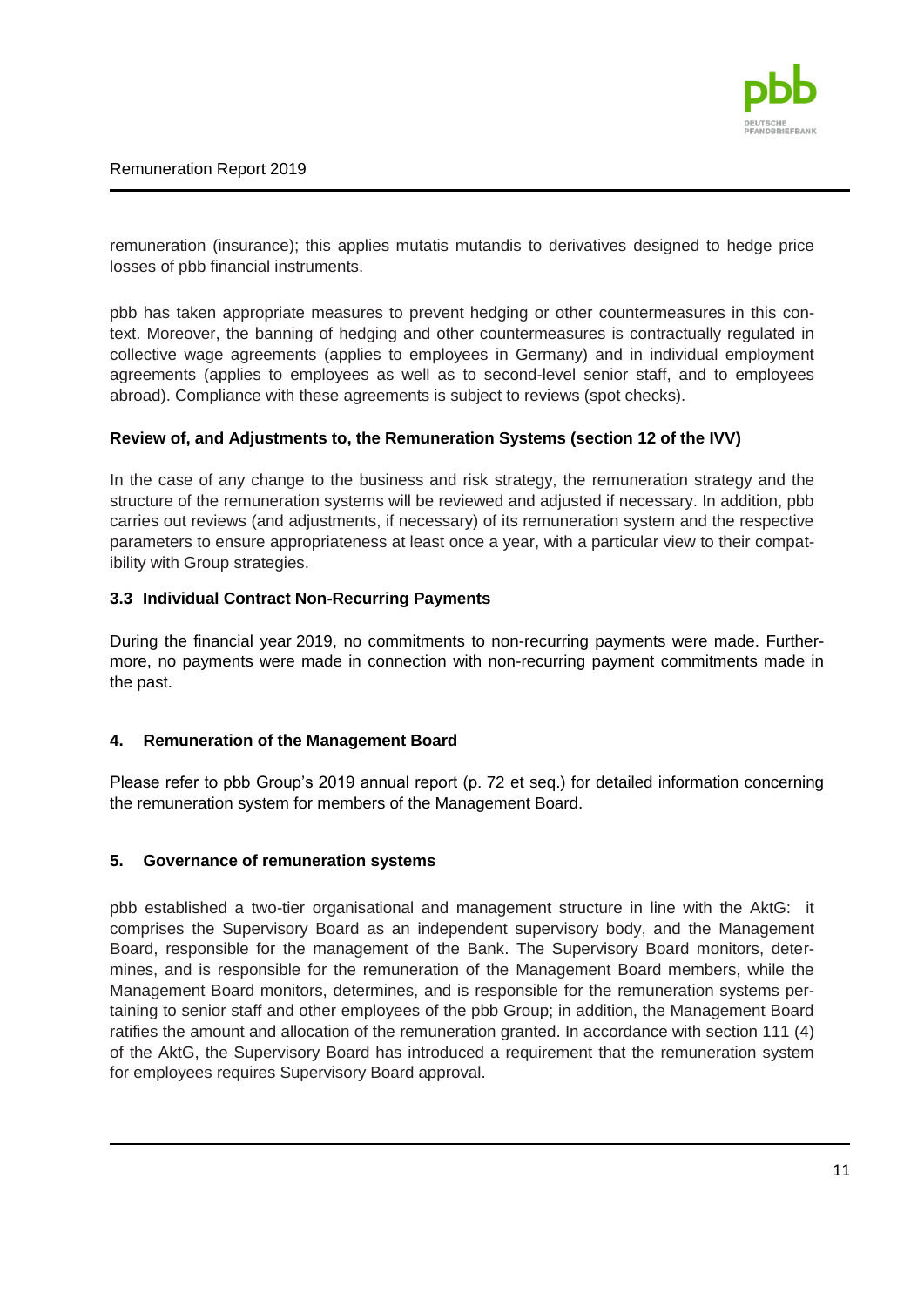remuneration (insurance); this applies mutatis mutandis to derivatives designed to hedge price losses of pbb financial instruments.

pbb has taken appropriate measures to prevent hedging or other countermeasures in this context. Moreover, the banning of hedging and other countermeasures is contractually regulated in collective wage agreements (applies to employees in Germany) and in individual employment agreements (applies to employees as well as to second-level senior staff, and to employees abroad). Compliance with these agreements is subject to reviews (spot checks).

**Review of, and Adjustments to, the Remuneration Systems (section 12 of the IVV)**

In the case of any change to the business and risk strategy, the remuneration strategy and the structure of the remuneration systems will be reviewed and adjusted if necessary. In addition, pbb carries out reviews (and adjustments, if necessary) of its remuneration system and the respective parameters to ensure appropriateness at least once a year, with a particular view to their compatibility with Group strategies.

### 3.3 Individual Contract Non-Recurring Payments

During the financial year 2019, no commitments to non-recurring payments were made. Furthermore, no payments were made in connection with non-recurring payment commitments made in the past.

## 4. Remuneration of the Management Board

Please refer to pbb Group's 2019 annual report (p. 72 et seq.) for detailed information concerning the remuneration system for members of the Management Board.

## 5. Governance of remuneration systems

pbb established a two-tier organisational and management structure in line with the AktG: it comprises the Supervisory Board as an independent supervisory body, and the Management Board, responsible for the management of the Bank. The Supervisory Board monitors, determines, and is responsible for the remuneration of the Management Board members, while the Management Board monitors, determines, and is responsible for the remuneration systems pertaining to senior staff and other employees of the pbb Group; in addition, the Management Board ratifies the amount and allocation of the remuneration granted. In accordance with section 111 (4) of the AktG, the Supervisory Board has introduced a requirement that the remuneration system for employees requires Supervisory Board approval.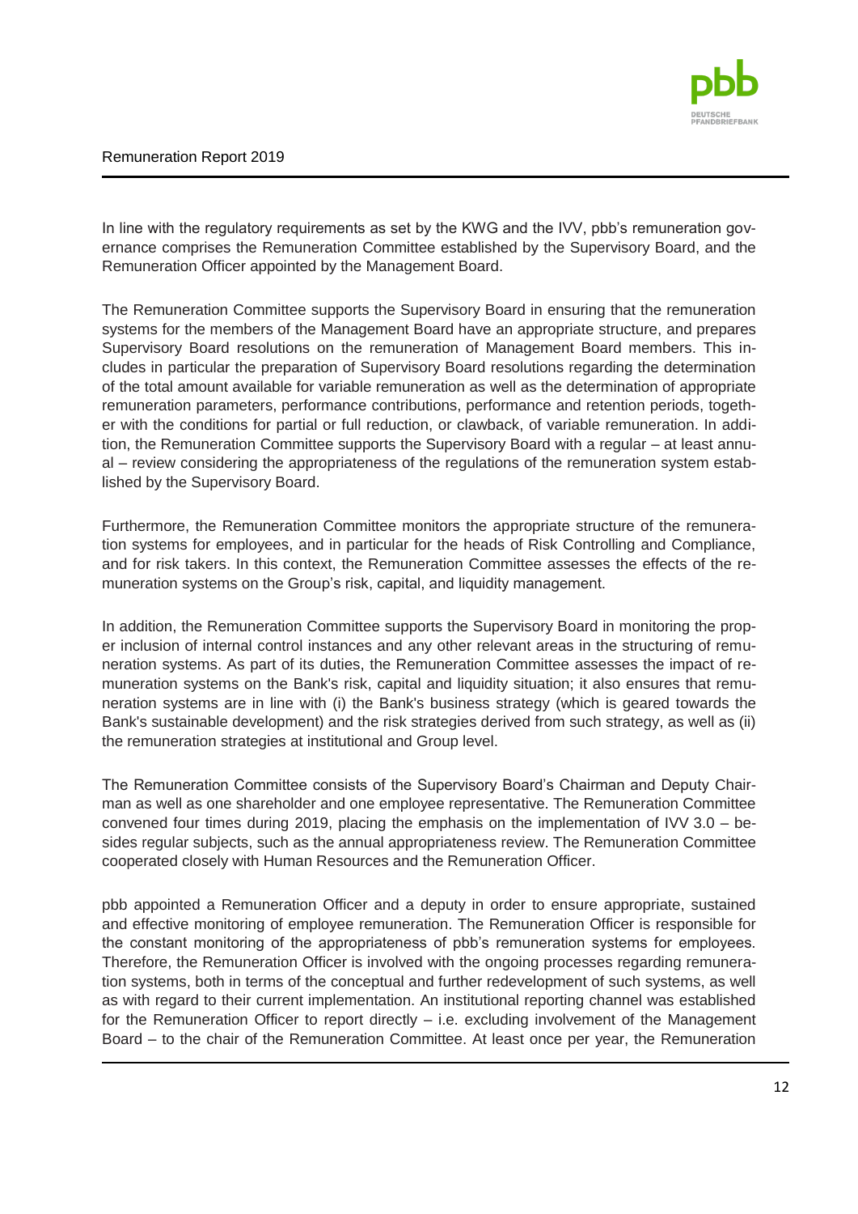In line with the regulatory requirements as set by the KWG and the IVV, pbb's remuneration governance comprises the Remuneration Committee established by the Supervisory Board, and the Remuneration Officer appointed by the Management Board.

The Remuneration Committee supports the Supervisory Board in ensuring that the remuneration systems for the members of the Management Board have an appropriate structure, and prepares Supervisory Board resolutions on the remuneration of Management Board members. This includes in particular the preparation of Supervisory Board resolutions regarding the determination of the total amount available for variable remuneration as well as the determination of appropriate remuneration parameters, performance contributions, performance and retention periods, together with the conditions for partial or full reduction, or clawback, of variable remuneration. In addition, the Remuneration Committee supports the Supervisory Board with a regular – at least annual – review considering the appropriateness of the regulations of the remuneration system established by the Supervisory Board.

Furthermore, the Remuneration Committee monitors the appropriate structure of the remuneration systems for employees, and in particular for the heads of Risk Controlling and Compliance, and for risk takers. In this context, the Remuneration Committee assesses the effects of the remuneration systems on the Group's risk, capital, and liquidity management.

In addition, the Remuneration Committee supports the Supervisory Board in monitoring the proper inclusion of internal control instances and any other relevant areas in the structuring of remuneration systems. As part of its duties, the Remuneration Committee assesses the impact of remuneration systems on the Bank's risk, capital and liquidity situation; it also ensures that remuneration systems are in line with (i) the Bank's business strategy (which is geared towards the Bank's sustainable development) and the risk strategies derived from such strategy, as well as (ii) the remuneration strategies at institutional and Group level.

The Remuneration Committee consists of the Supervisory Board's Chairman and Deputy Chairman as well as one shareholder and one employee representative. The Remuneration Committee convened four times during 2019, placing the emphasis on the implementation of IVV 3.0 – besides regular subjects, such as the annual appropriateness review. The Remuneration Committee cooperated closely with Human Resources and the Remuneration Officer.

pbb appointed a Remuneration Officer and a deputy in order to ensure appropriate, sustained and effective monitoring of employee remuneration. The Remuneration Officer is responsible for the constant monitoring of the appropriateness of pbb's remuneration systems for employees. Therefore, the Remuneration Officer is involved with the ongoing processes regarding remuneration systems, both in terms of the conceptual and further redevelopment of such systems, as well as with regard to their current implementation. An institutional reporting channel was established for the Remuneration Officer to report directly – i.e. excluding involvement of the Management Board – to the chair of the Remuneration Committee. At least once per year, the Remuneration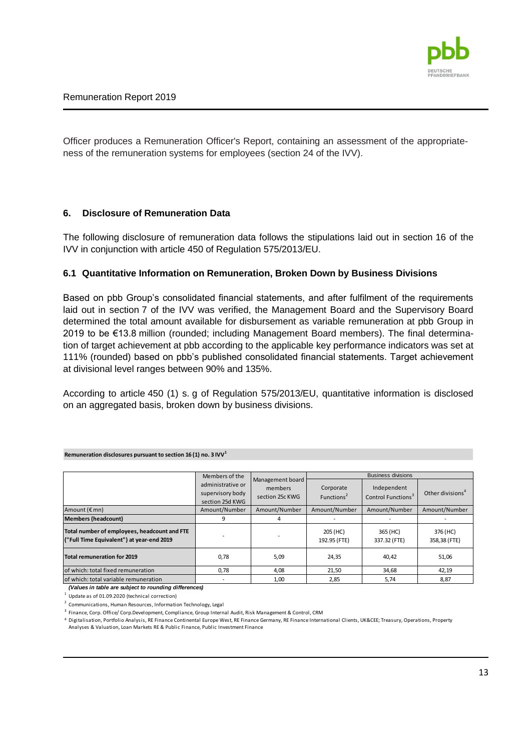Officer produces a Remuneration Officer's Report, containing an assessment of the appropriateness of the remuneration systems for employees (section 24 of the IVV).

## 6. Disclosure of Remuneration Data

The following disclosure of remuneration data follows the stipulations laid out in section 16 of the IVV in conjunction with article 450 of Regulation 575/2013/EU.

### 6.1 Quantitative Information on Remuneration, Broken Down by Business Divisions

Based on pbb Group's consolidated financial statements, and after fulfilment of the requirements laid out in section 7 of the IVV was verified, the Management Board and the Supervisory Board determined the total amount available for disbursement as variable remuneration at pbb Group in 2019 to be €13.8 million (rounded; including Management Board members). The final determination of target achievement at pbb according to the applicable key performance indicators was set at 111% (rounded) based on pbb's published consolidated financial statements. Target achievement at divisional level ranges between 90% and 135%.

According to article 450 (1) s. g of Regulation 575/2013/EU, quantitative information is disclosed on an aggregated basis, broken down by business divisions.

**Remuneration disclosures pursuant to section 16 (1) no. 3 IVV[1]**

| | Members of the administrative or supervisory body section 25d KWG | Management board members section 25c KWG | Business divisions | | |
|---|---|---|---|---|---|
| | | | Corporate Functions[2] | Independent Control Functions[3] | Other divisions[4] |
| Amount (€ mn) | Amount/Number | Amount/Number | Amount/Number | Amount/Number | Amount/Number |
| **Members (headcount)** | 9 | 4 | - | - | - |
| **Total number of employees, headcount and FTE ("Full Time Equivalent") at year-end 2019** | - | - | 205 (HC) 192.95 (FTE) | 365 (HC) 337.32 (FTE) | 376 (HC) 358,38 (FTE) |
| **Total remuneration for 2019** | 0,78 | 5,09 | 24,35 | 40,42 | 51,06 |
| of which: total fixed remuneration | 0,78 | 4,08 | 21,50 | 34,68 | 42,19 |
| of which: total variable remuneration | - | 1,00 | 2,85 | 5,74 | 8,87 |

*(Values in table are subject to rounding differences)*

[1] Update as of 01.09.2020 (technical correction)

[2] Communications, Human Resources, Information Technology, Legal

[3] Finance, Corp. Office/ Corp.Development, Compliance, Group Internal Audit, Risk Management & Control, CRM

[4] Digitalisation, Portfolio Analysis, RE Finance Continental Europe West, RE Finance Germany, RE Finance International Clients, UK&CEE; Treasury, Operations, Property Analyses & Valuation, Loan Markets RE & Public Finance, Public Investment Finance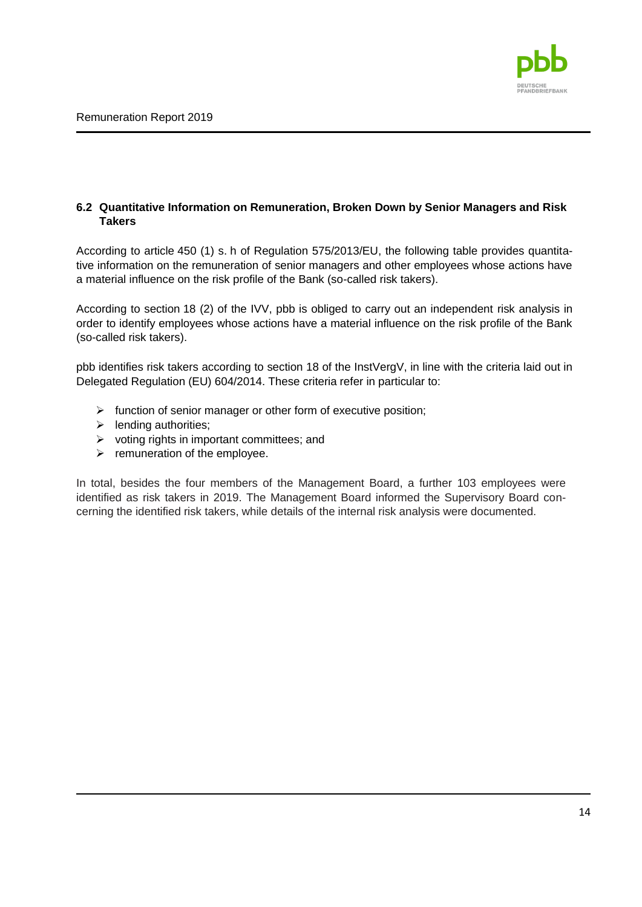## 6.2 Quantitative Information on Remuneration, Broken Down by Senior Managers and Risk Takers

According to article 450 (1) s. h of Regulation 575/2013/EU, the following table provides quantitative information on the remuneration of senior managers and other employees whose actions have a material influence on the risk profile of the Bank (so-called risk takers).

According to section 18 (2) of the IVV, pbb is obliged to carry out an independent risk analysis in order to identify employees whose actions have a material influence on the risk profile of the Bank (so-called risk takers).

pbb identifies risk takers according to section 18 of the InstVergV, in line with the criteria laid out in Delegated Regulation (EU) 604/2014. These criteria refer in particular to:

- function of senior manager or other form of executive position;
- lending authorities;
- voting rights in important committees; and
- remuneration of the employee.

In total, besides the four members of the Management Board, a further 103 employees were identified as risk takers in 2019. The Management Board informed the Supervisory Board concerning the identified risk takers, while details of the internal risk analysis were documented.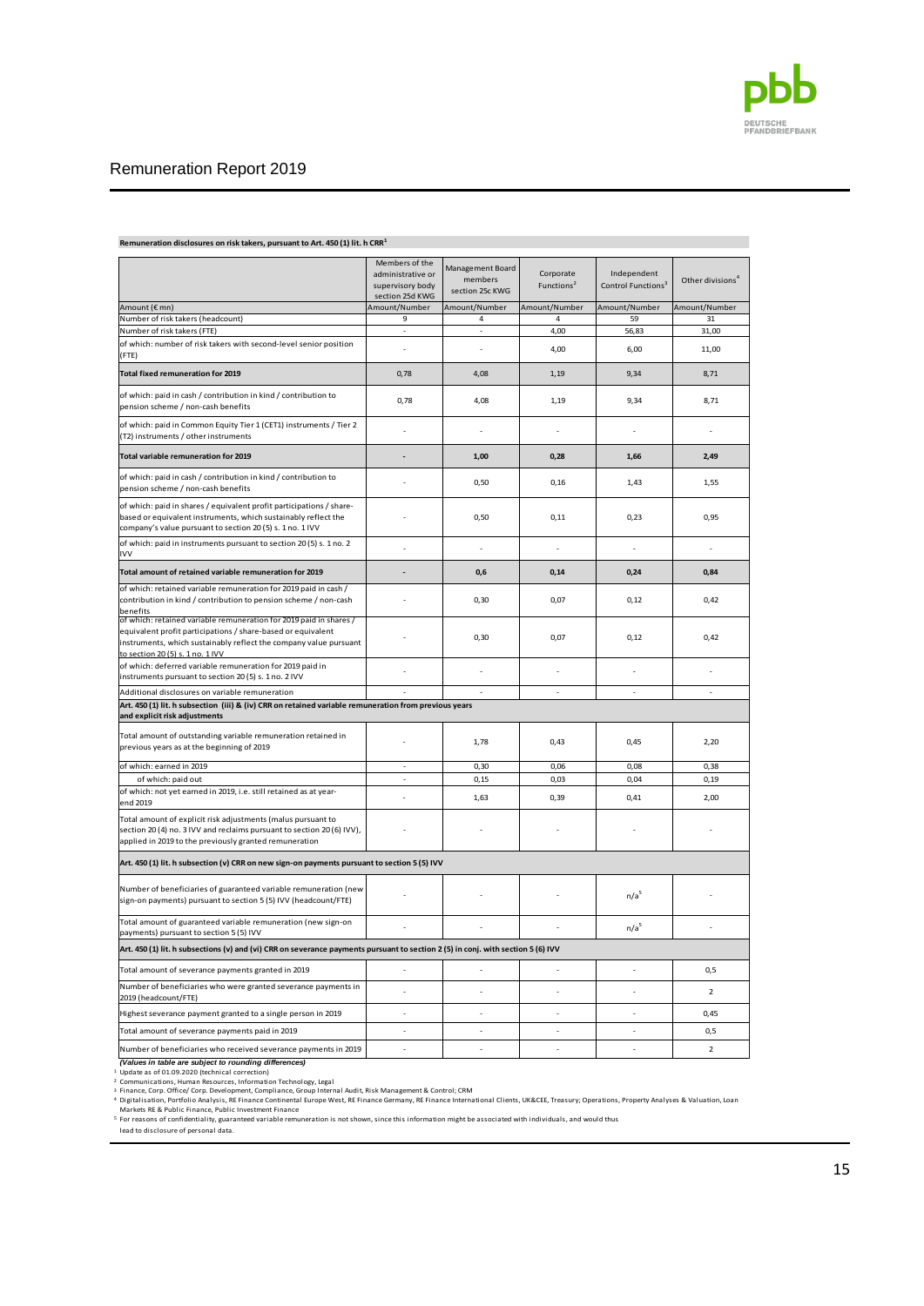# Remuneration Report 2019

**Remuneration disclosures on risk takers, pursuant to Art. 450 (1) lit. h CRR[1]**

| | Members of the administrative or supervisory body section 25d KWG | Management Board members section 25c KWG | Corporate Functions[2] | Independent Control Functions[3] | Other divisions[4] |
|---|---|---|---|---|---|
| Amount (€ mn) | Amount/Number | Amount/Number | Amount/Number | Amount/Number | Amount/Number |
| Number of risk takers (headcount) | 9 | 4 | 4 | 59 | 31 |
| Number of risk takers (FTE) | - | - | 4,00 | 56,83 | 31,00 |
| of which: number of risk takers with second-level senior position (FTE) | - | - | 4,00 | 6,00 | 11,00 |
| **Total fixed remuneration for 2019** | 0,78 | 4,08 | 1,19 | 9,34 | 8,71 |
| of which: paid in cash / contribution in kind / contribution to pension scheme / non-cash benefits | 0,78 | 4,08 | 1,19 | 9,34 | 8,71 |
| of which: paid in Common Equity Tier 1 (CET1) instruments / Tier 2 (T2) instruments / other instruments | - | - | - | - | - |
| **Total variable remuneration for 2019** | **-** | **1,00** | **0,28** | **1,66** | **2,49** |
| of which: paid in cash / contribution in kind / contribution to pension scheme / non-cash benefits | - | 0,50 | 0,16 | 1,43 | 1,55 |
| of which: paid in shares / equivalent profit participations / share-based or equivalent instruments, which sustainably reflect the company's value pursuant to section 20 (5) s. 1 no. 1 IVV | - | 0,50 | 0,11 | 0,23 | 0,95 |
| of which: paid in instruments pursuant to section 20 (5) s. 1 no. 2 IVV | - | - | - | - | - |
| **Total amount of retained variable remuneration for 2019** | **-** | **0,6** | **0,14** | **0,24** | **0,84** |
| of which: retained variable remuneration for 2019 paid in cash / contribution in kind / contribution to pension scheme / non-cash benefits | - | 0,30 | 0,07 | 0,12 | 0,42 |
| of which: retained variable remuneration for 2019 paid in shares / equivalent profit participations / share-based or equivalent instruments, which sustainably reflect the company value pursuant to section 20 (5) s. 1 no. 1 IVV | - | 0,30 | 0,07 | 0,12 | 0,42 |
| of which: deferred variable remuneration for 2019 paid in instruments pursuant to section 20 (5) s. 1 no. 2 IVV | - | - | - | - | - |
| Additional disclosures on variable remuneration | - | - | - | - | - |
| **Art. 450 (1) lit. h subsection (iii) & (iv) CRR on retained variable remuneration from previous years and explicit risk adjustments** | | | | | |
| Total amount of outstanding variable remuneration retained in previous years as at the beginning of 2019 | - | 1,78 | 0,43 | 0,45 | 2,20 |
| of which: earned in 2019 | - | 0,30 | 0,06 | 0,08 | 0,38 |
| of which: paid out | - | 0,15 | 0,03 | 0,04 | 0,19 |
| of which: not yet earned in 2019, i.e. still retained as at year-end 2019 | - | 1,63 | 0,39 | 0,41 | 2,00 |
| Total amount of explicit risk adjustments (malus pursuant to section 20 (4) no. 3 IVV and reclaims pursuant to section 20 (6) IVV), applied in 2019 to the previously granted remuneration | - | - | - | - | - |
| **Art. 450 (1) lit. h subsection (v) CRR on new sign-on payments pursuant to section 5 (5) IVV** | | | | | |
| Number of beneficiaries of guaranteed variable remuneration (new sign-on payments) pursuant to section 5 (5) IVV (headcount/FTE) | - | - | - | n/a[5] | - |
| Total amount of guaranteed variable remuneration (new sign-on payments) pursuant to section 5 (5) IVV | - | - | - | n/a[5] | - |
| **Art. 450 (1) lit. h subsections (v) and (vi) CRR on severance payments pursuant to section 2 (5) in conj. with section 5 (6) IVV** | | | | | |
| Total amount of severance payments granted in 2019 | - | - | - | - | 0,5 |
| Number of beneficiaries who were granted severance payments in 2019 (headcount/FTE) | - | - | - | - | 2 |
| Highest severance payment granted to a single person in 2019 | - | - | - | - | 0,45 |
| Total amount of severance payments paid in 2019 | - | - | - | - | 0,5 |
| Number of beneficiaries who received severance payments in 2019 | - | - | - | - | 2 |

***(Values in table are subject to rounding differences)***

[1] Update as of 01.09.2020 (technical correction)
[2] Communications, Human Resources, Information Technology, Legal
[3] Finance, Corp. Office/ Corp. Development, Compliance, Group Internal Audit, Risk Management & Control; CRM
[4] Digitalisation, Portfolio Analysis, RE Finance Continental Europe West, RE Finance Germany, RE Finance International Clients, UK&CEE, Treasury; Operations, Property Analyses & Valuation, Loan Markets RE & Public Finance, Public Investment Finance
[5] For reasons of confidentiality, guaranteed variable remuneration is not shown, since this information might be associated with individuals, and would thus lead to disclosure of personal data.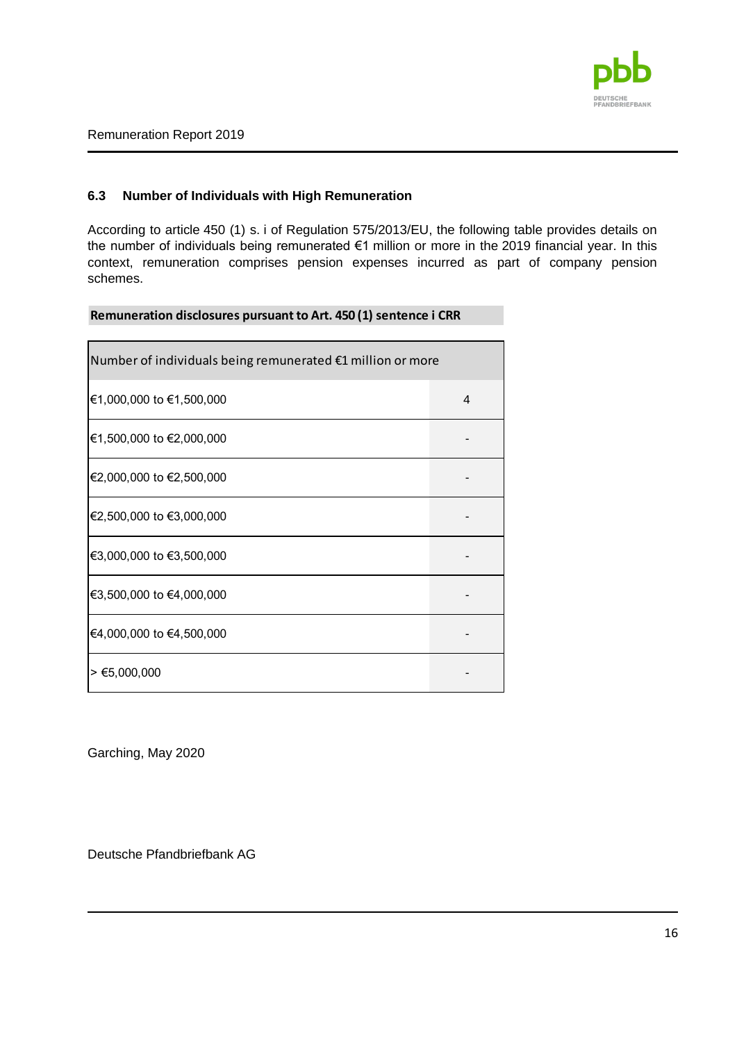### 6.3 Number of Individuals with High Remuneration

According to article 450 (1) s. i of Regulation 575/2013/EU, the following table provides details on the number of individuals being remunerated €1 million or more in the 2019 financial year. In this context, remuneration comprises pension expenses incurred as part of company pension schemes.

**Remuneration disclosures pursuant to Art. 450 (1) sentence i CRR**

| Number of individuals being remunerated €1 million or more | |
|---|---|
| €1,000,000 to €1,500,000 | 4 |
| €1,500,000 to €2,000,000 | - |
| €2,000,000 to €2,500,000 | - |
| €2,500,000 to €3,000,000 | - |
| €3,000,000 to €3,500,000 | - |
| €3,500,000 to €4,000,000 | - |
| €4,000,000 to €4,500,000 | - |
| > €5,000,000 | - |

Garching, May 2020

Deutsche Pfandbriefbank AG